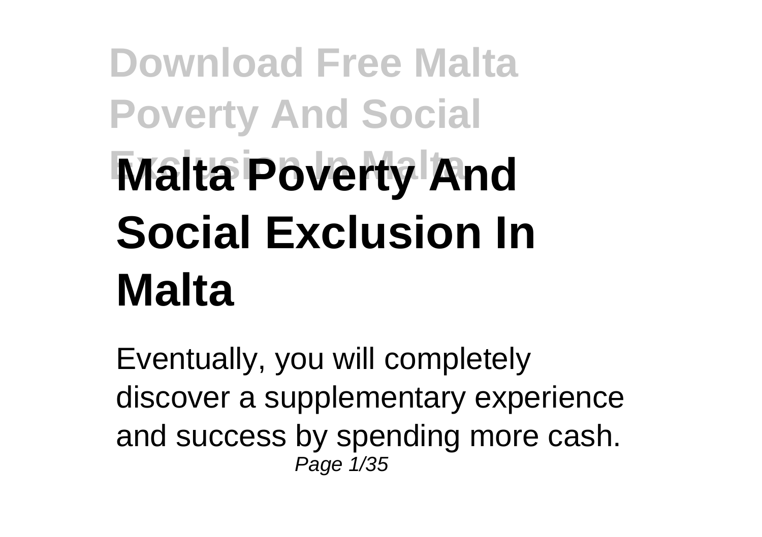# Malta Poverty And Social Exclusion In Malta

Eventually, you will completely discover a supplementary experience and success by spending more cash.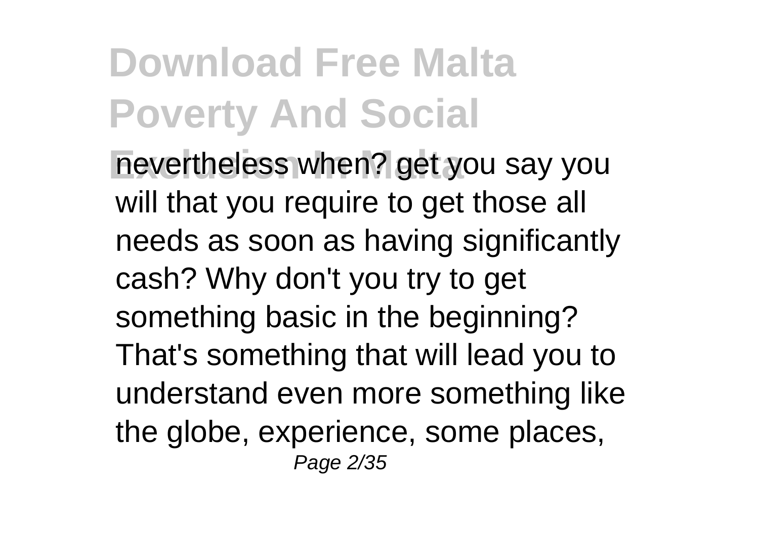nevertheless when? get you say you will that you require to get those all needs as soon as having significantly cash? Why don't you try to get something basic in the beginning? That's something that will lead you to understand even more something like the globe, experience, some places,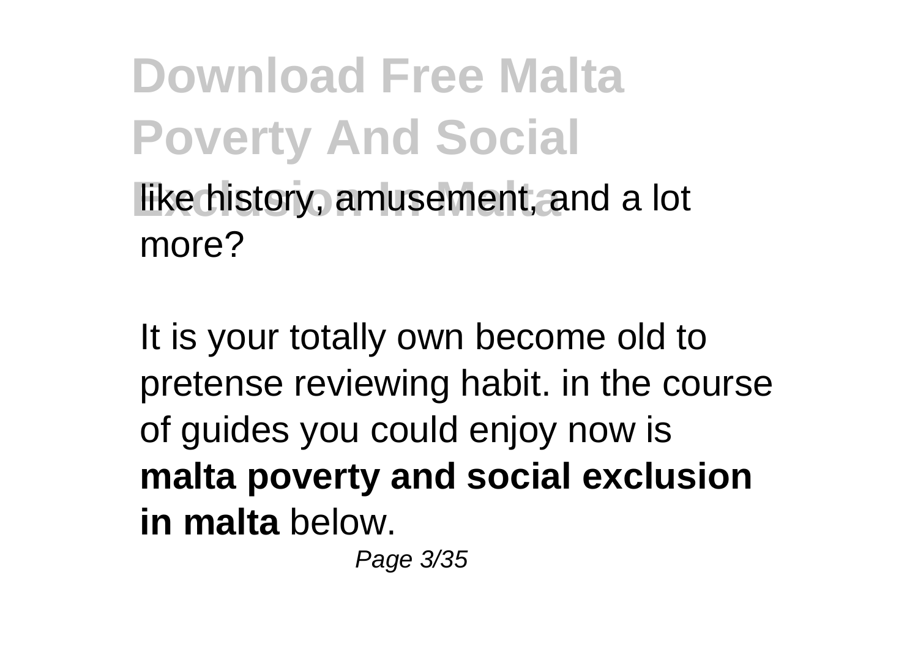like history, amusement, and a lot more?

It is your totally own become old to pretense reviewing habit. in the course of guides you could enjoy now is **malta poverty and social exclusion in malta** below.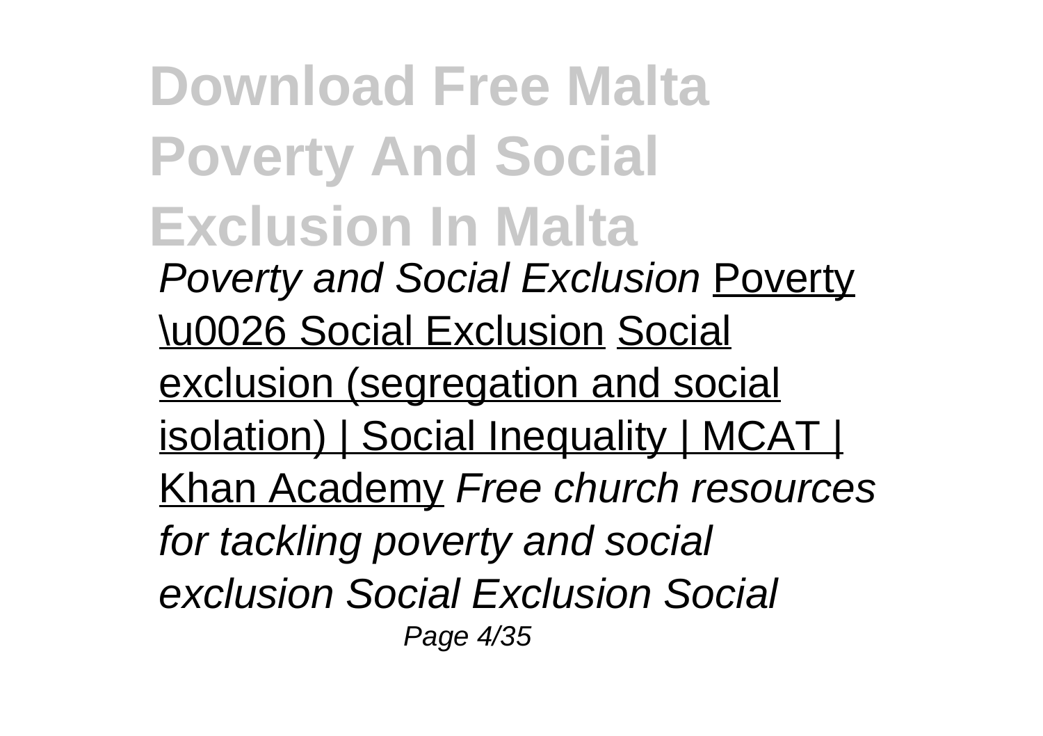# Download Free Malta Poverty And Social Exclusion In Malta

*Poverty and Social Exclusion* Poverty \u0026 Social Exclusion Social exclusion (segregation and social isolation) | Social Inequality | MCAT | Khan Academy *Free church resources for tackling poverty and social exclusion Social Exclusion Social*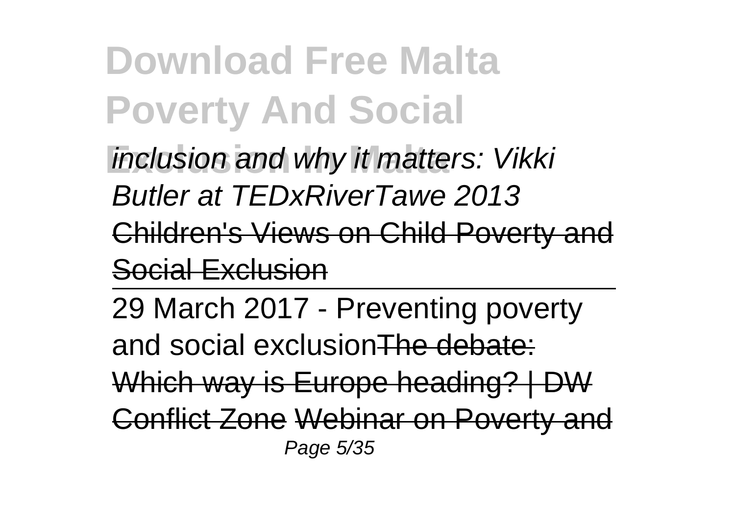inclusion and why it matters: Vikki Butler at TEDxRiverTawe 2013

Children's Views on Child Poverty and Social Exclusion

29 March 2017 - Preventing poverty and social exclusionThe debate: Which way is Europe heading? | DW Conflict Zone Webinar on Poverty and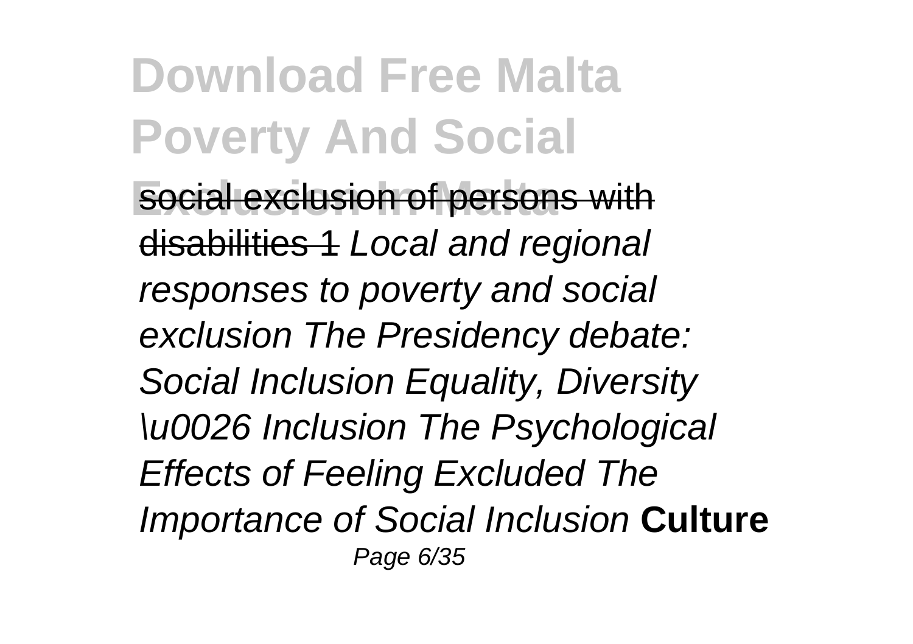social exclusion of persons with disabilities 1 *Local and regional responses to poverty and social exclusion The Presidency debate: Social Inclusion Equality, Diversity \u0026 Inclusion The Psychological Effects of Feeling Excluded The Importance of Social Inclusion* **Culture**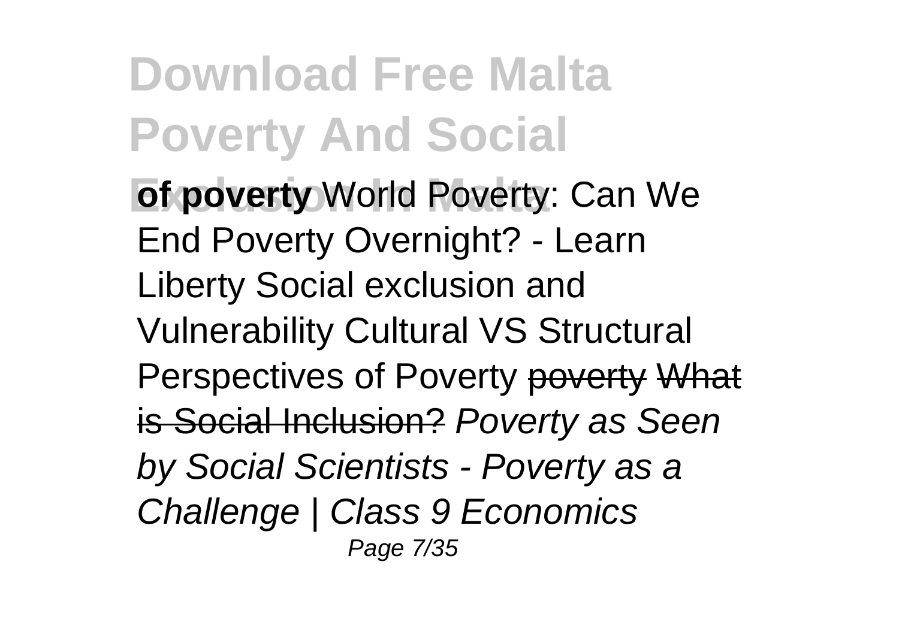**of poverty** World Poverty: Can We End Poverty Overnight? - Learn Liberty Social exclusion and Vulnerability Cultural VS Structural Perspectives of Poverty ~~poverty~~ ~~What is Social Inclusion?~~ *Poverty as Seen by Social Scientists - Poverty as a Challenge | Class 9 Economics*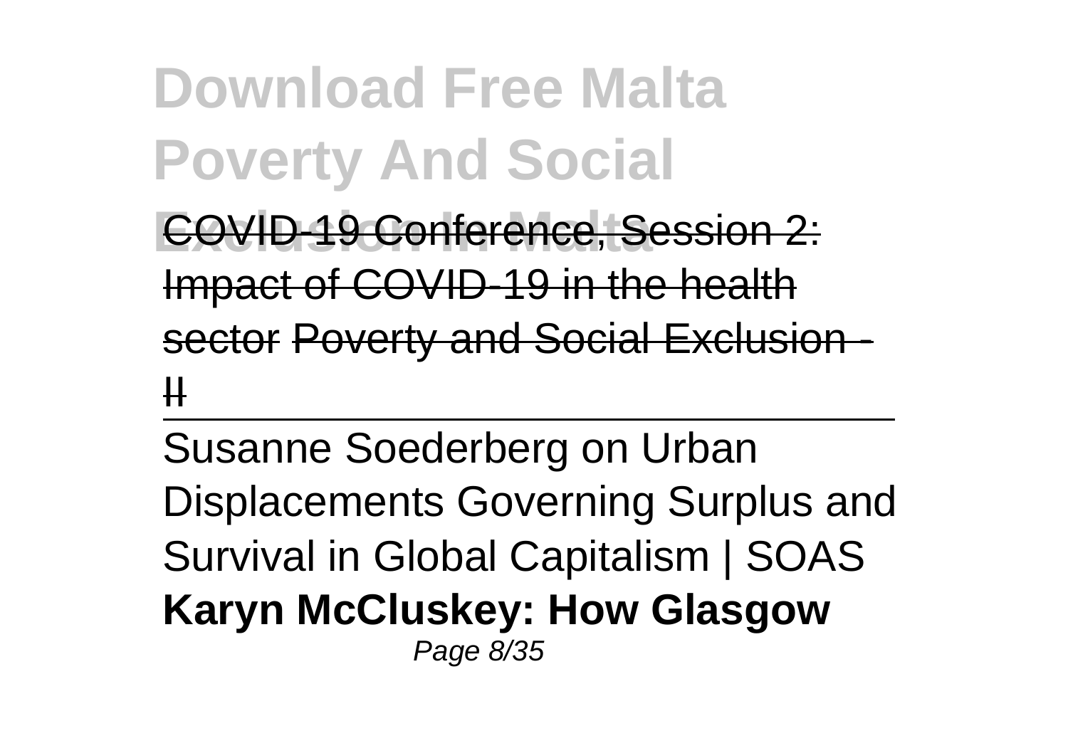COVID-19 Conference, Session 2: Impact of COVID-19 in the health sector Poverty and Social Exclusion - II

Susanne Soederberg on Urban Displacements Governing Surplus and Survival in Global Capitalism | SOAS

**Karyn McCluskey: How Glasgow**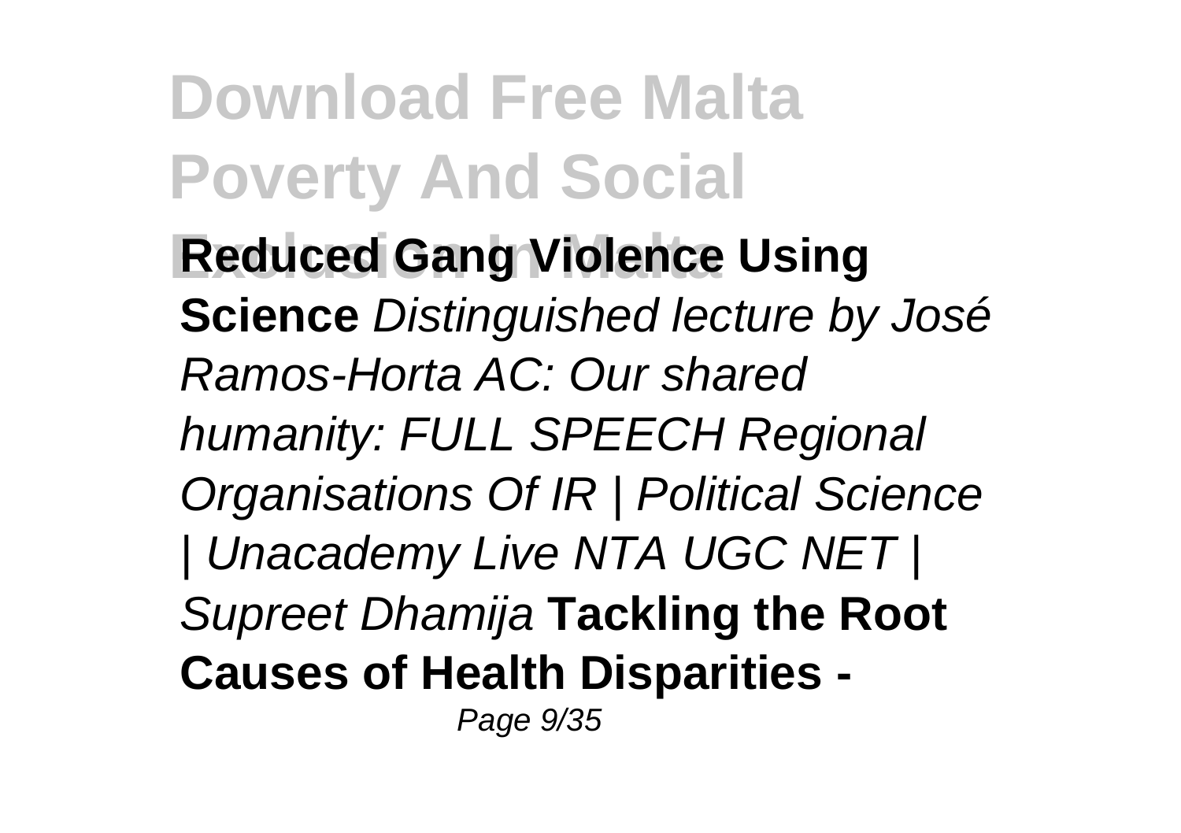**Reduced Gang Violence Using Science** *Distinguished lecture by José Ramos-Horta AC: Our shared humanity: FULL SPEECH Regional Organisations Of IR | Political Science | Unacademy Live NTA UGC NET | Supreet Dhamija* **Tackling the Root Causes of Health Disparities -**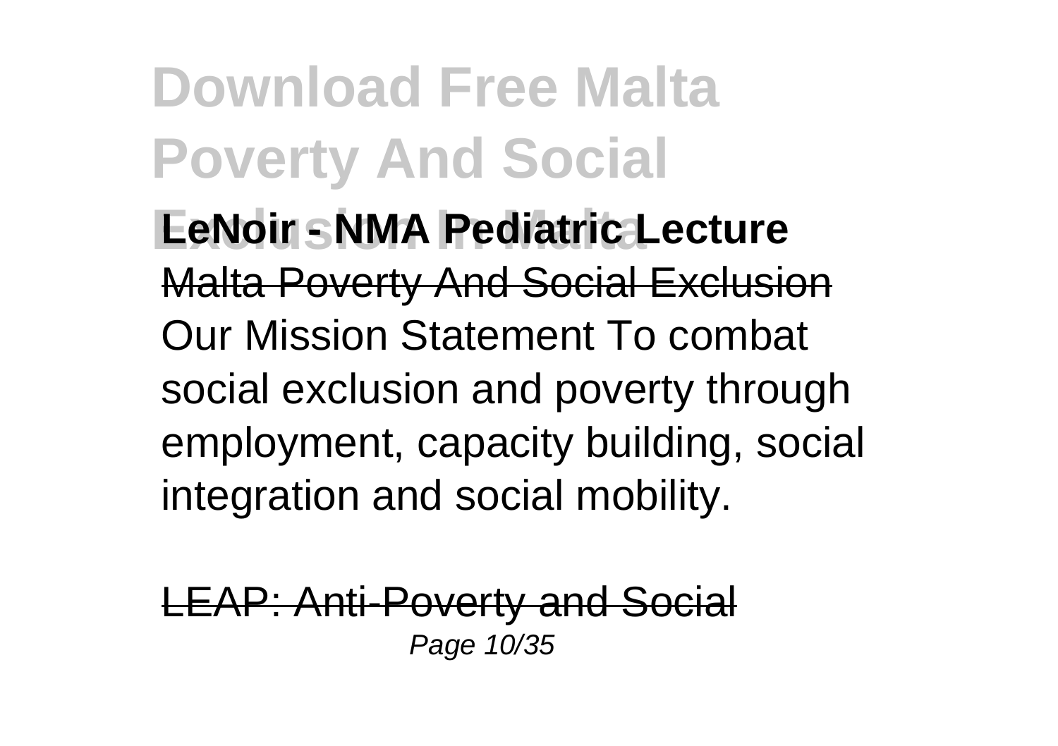**LeNoir - NMA Pediatric Lecture**

Malta Poverty And Social Exclusion

Our Mission Statement To combat social exclusion and poverty through employment, capacity building, social integration and social mobility.

LEAP: Anti-Poverty and Social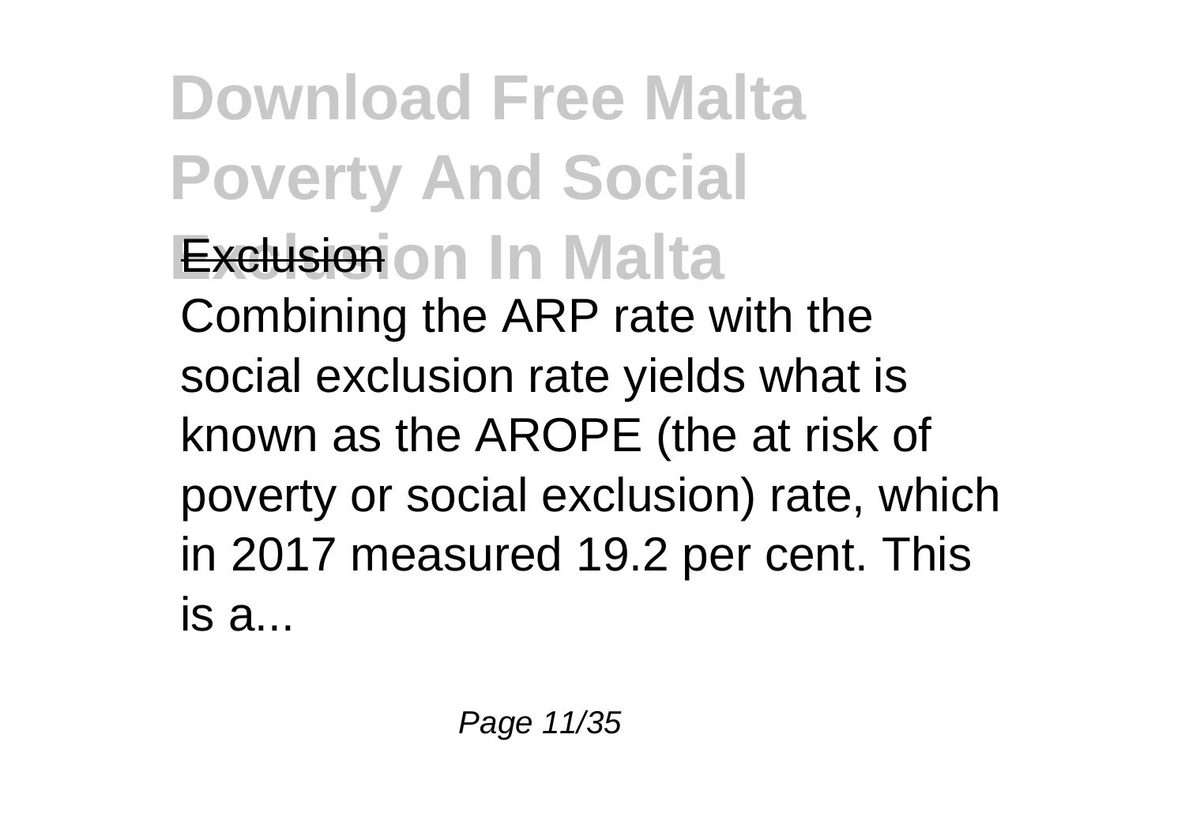# Download Free Malta Poverty And Social Exclusion In Malta

Exclusion

Combining the ARP rate with the social exclusion rate yields what is known as the AROPE (the at risk of poverty or social exclusion) rate, which in 2017 measured 19.2 per cent. This is a...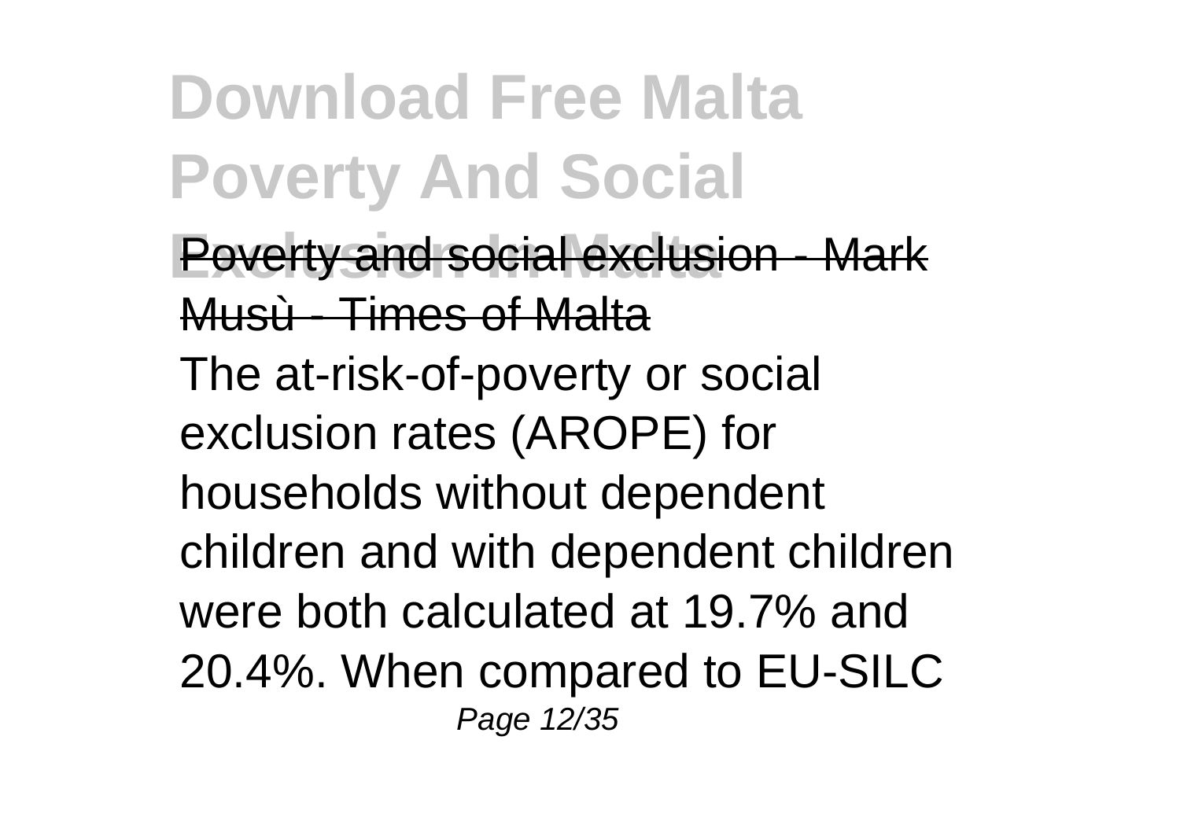Poverty and social exclusion - Mark Musù - Times of Malta

The at-risk-of-poverty or social exclusion rates (AROPE) for households without dependent children and with dependent children were both calculated at 19.7% and 20.4%. When compared to EU-SILC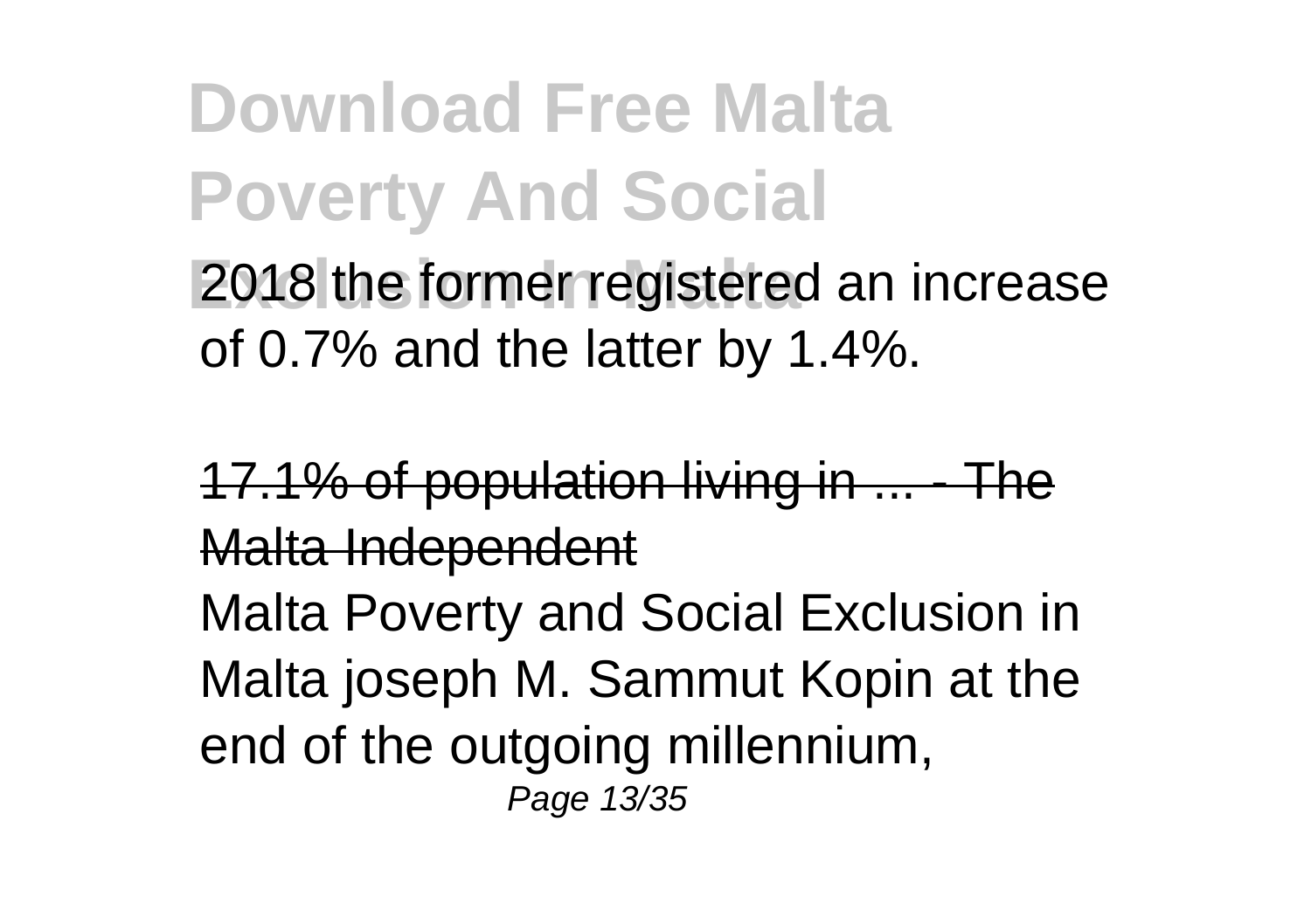2018 the former registered an increase of 0.7% and the latter by 1.4%.

17.1% of population living in ... - The Malta Independent

Malta Poverty and Social Exclusion in Malta joseph M. Sammut Kopin at the end of the outgoing millennium,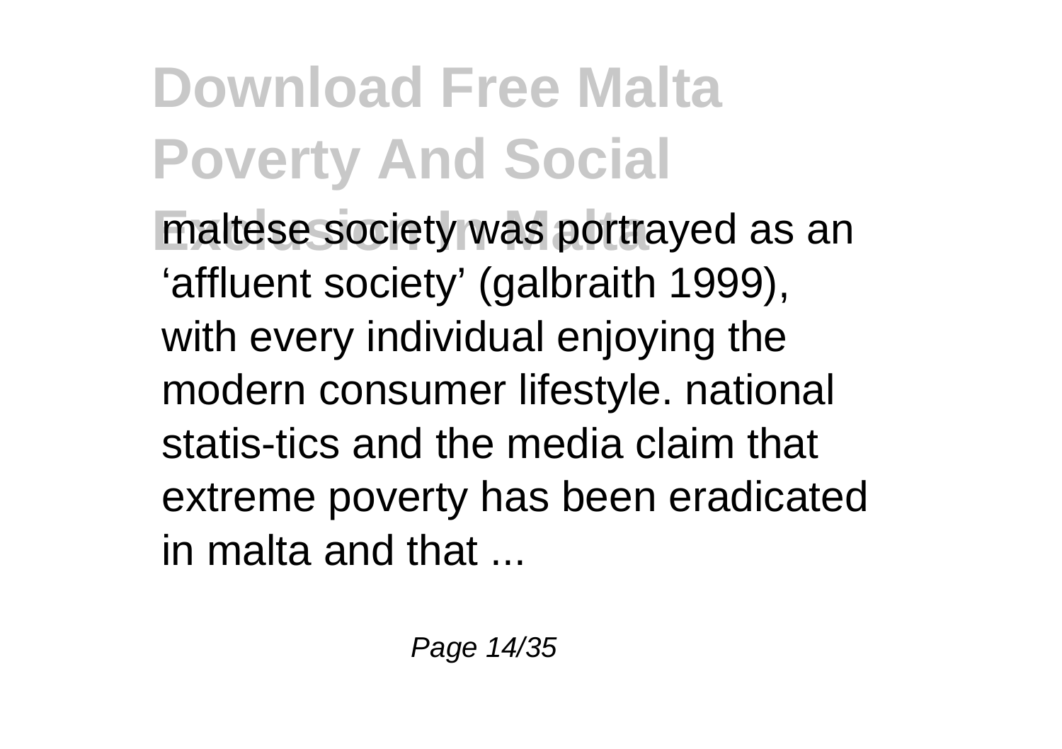maltese society was portrayed as an 'affluent society' (galbraith 1999), with every individual enjoying the modern consumer lifestyle. national statis-tics and the media claim that extreme poverty has been eradicated in malta and that ...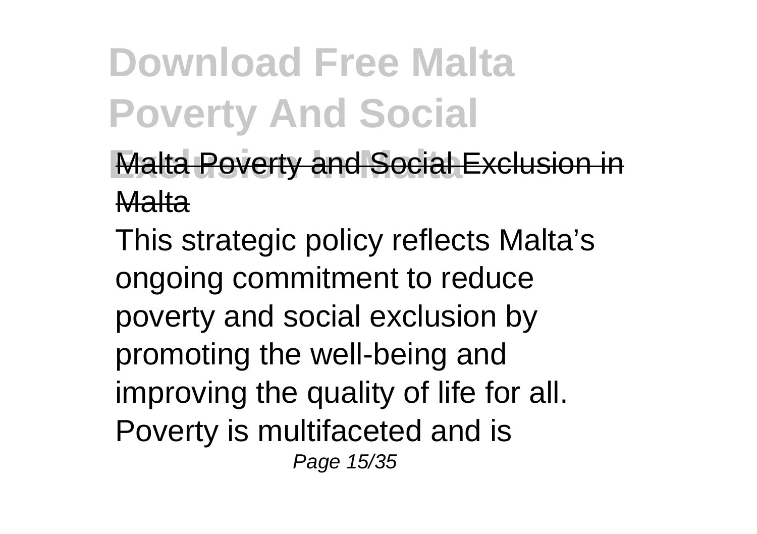Malta Poverty and Social Exclusion in Malta

This strategic policy reflects Malta's ongoing commitment to reduce poverty and social exclusion by promoting the well-being and improving the quality of life for all. Poverty is multifaceted and is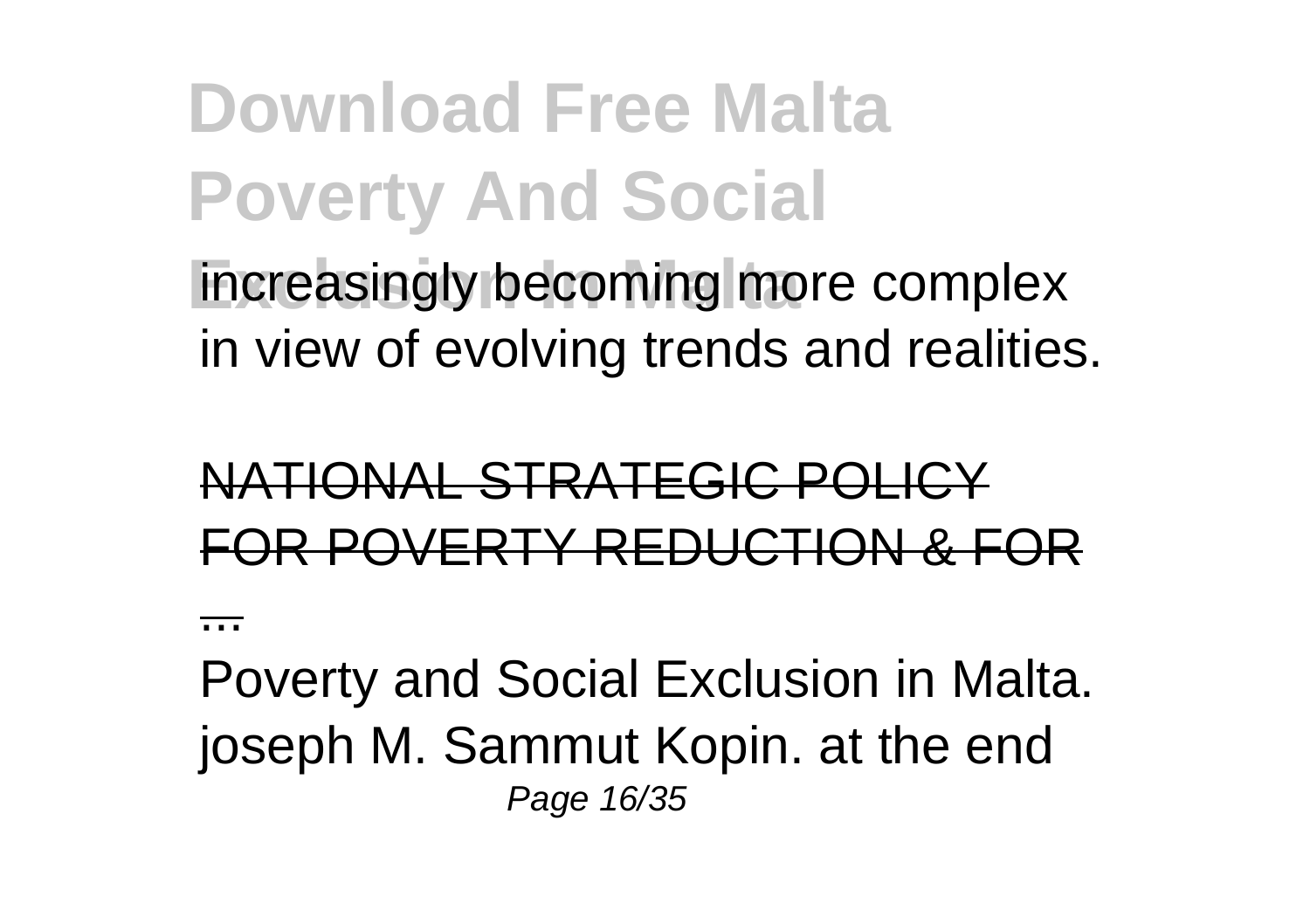increasingly becoming more complex in view of evolving trends and realities.

NATIONAL STRATEGIC POLICY FOR POVERTY REDUCTION & FOR ...

Poverty and Social Exclusion in Malta. joseph M. Sammut Kopin. at the end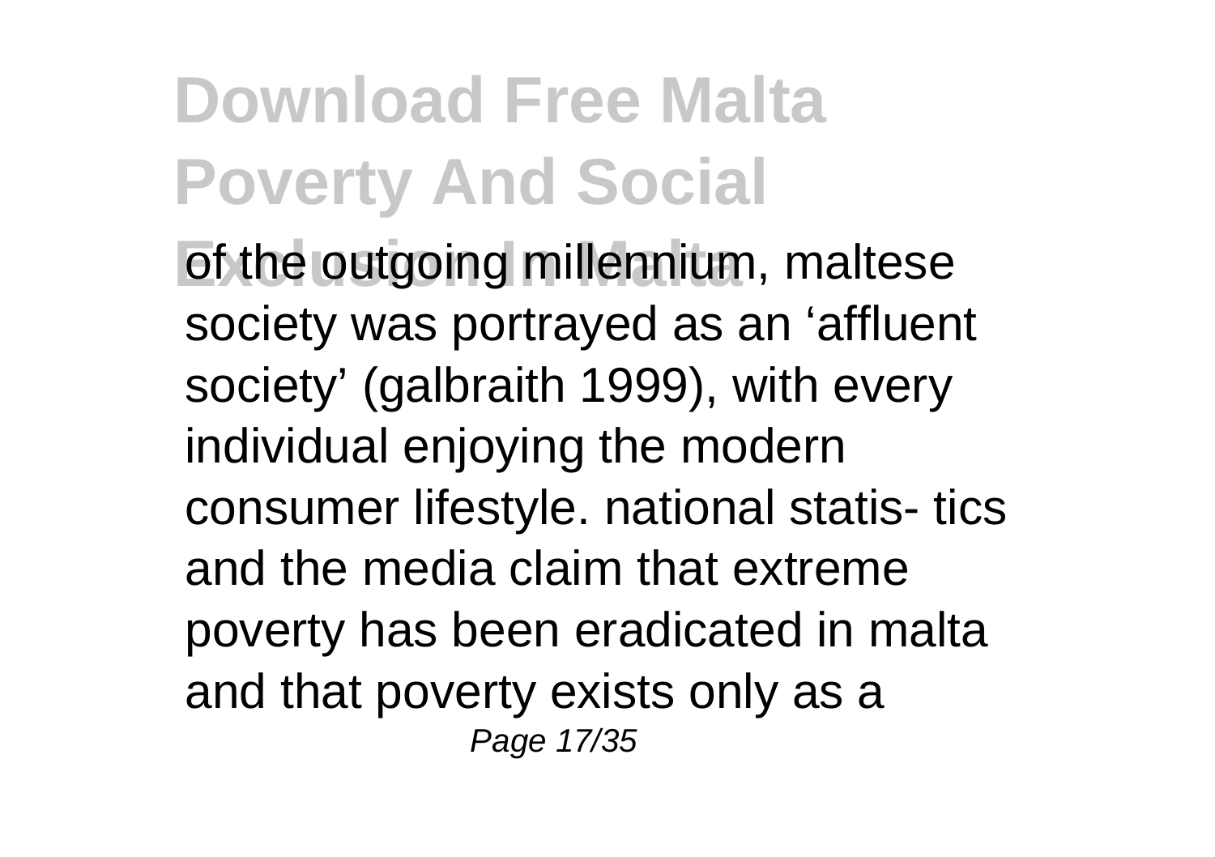of the outgoing millennium, maltese society was portrayed as an 'affluent society' (galbraith 1999), with every individual enjoying the modern consumer lifestyle. national statis- tics and the media claim that extreme poverty has been eradicated in malta and that poverty exists only as a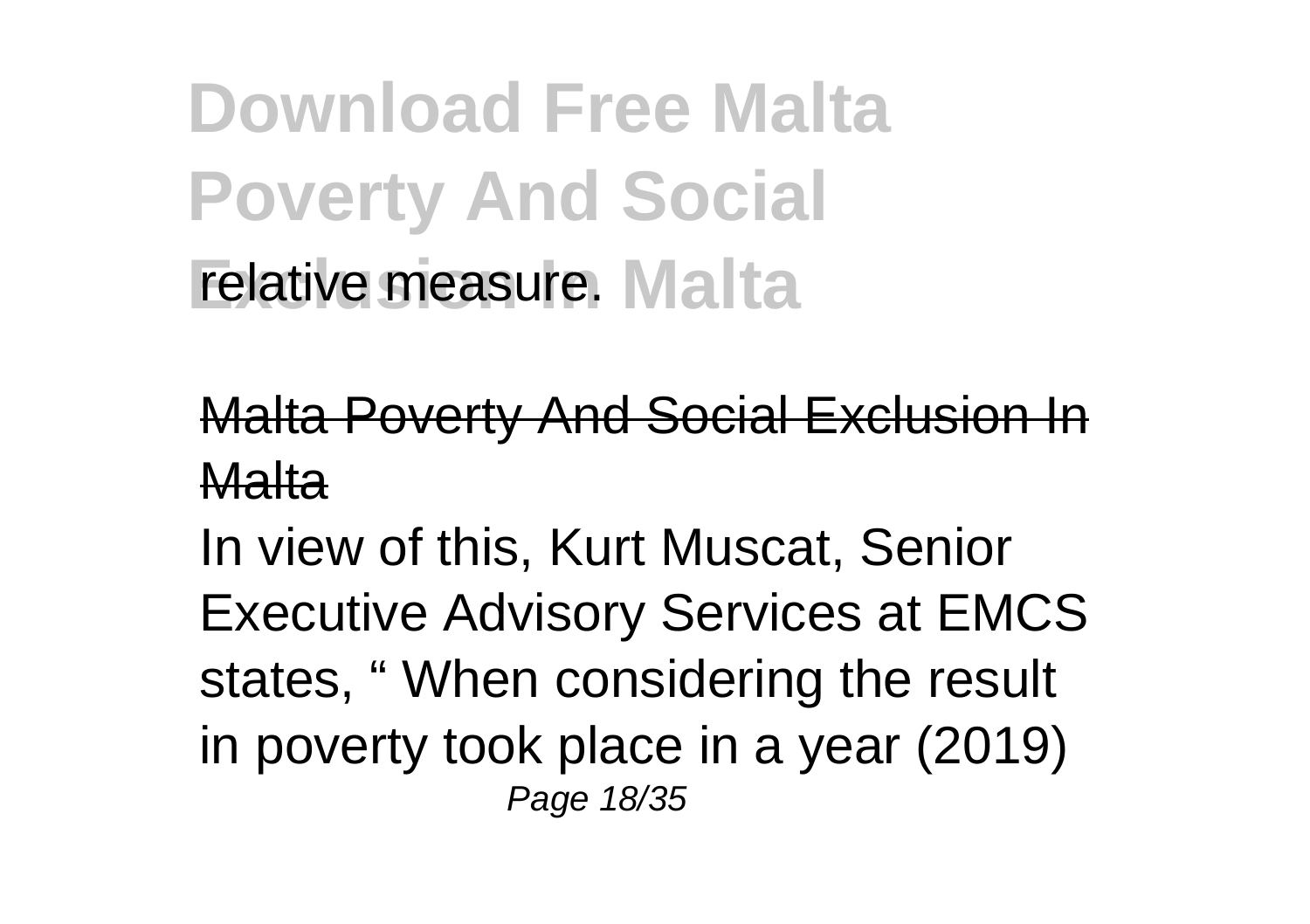relative measure.

Malta Poverty And Social Exclusion In Malta

In view of this, Kurt Muscat, Senior Executive Advisory Services at EMCS states, " When considering the result in poverty took place in a year (2019)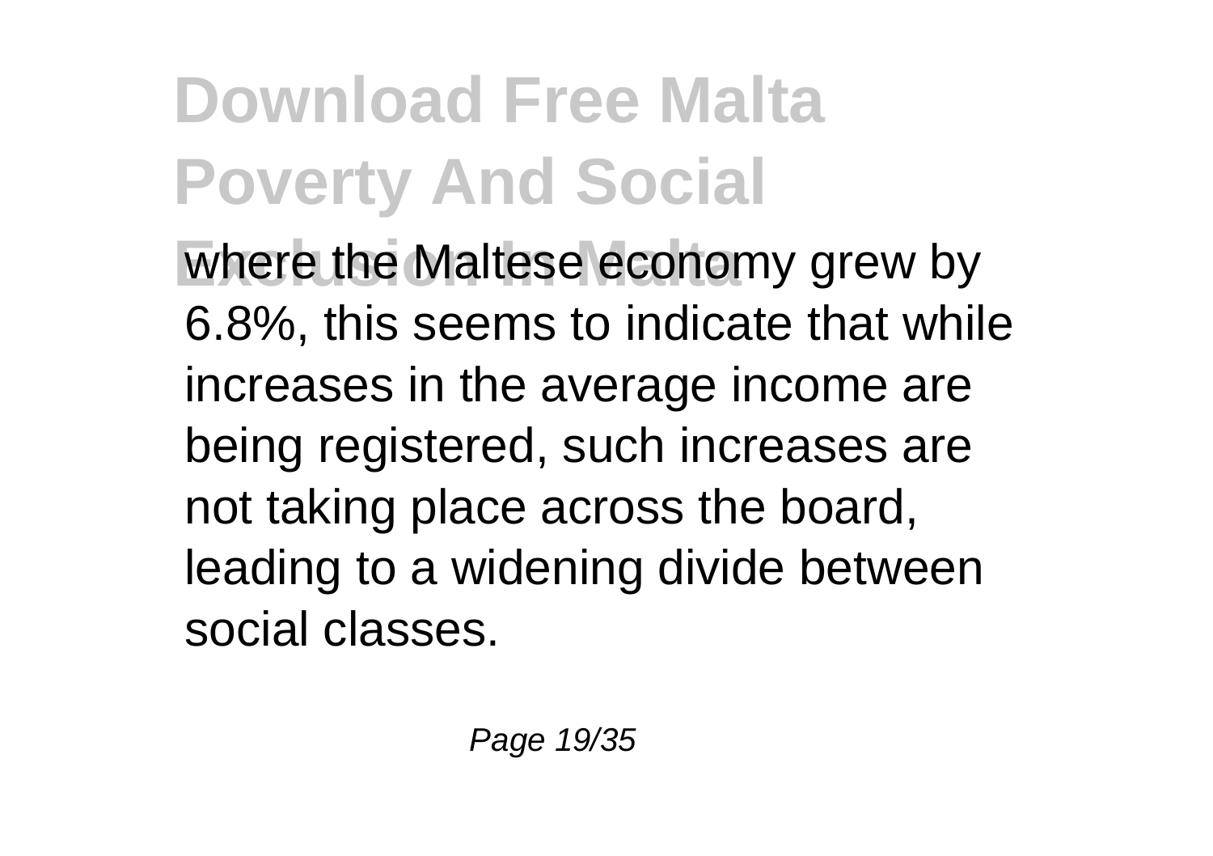where the Maltese economy grew by 6.8%, this seems to indicate that while increases in the average income are being registered, such increases are not taking place across the board, leading to a widening divide between social classes.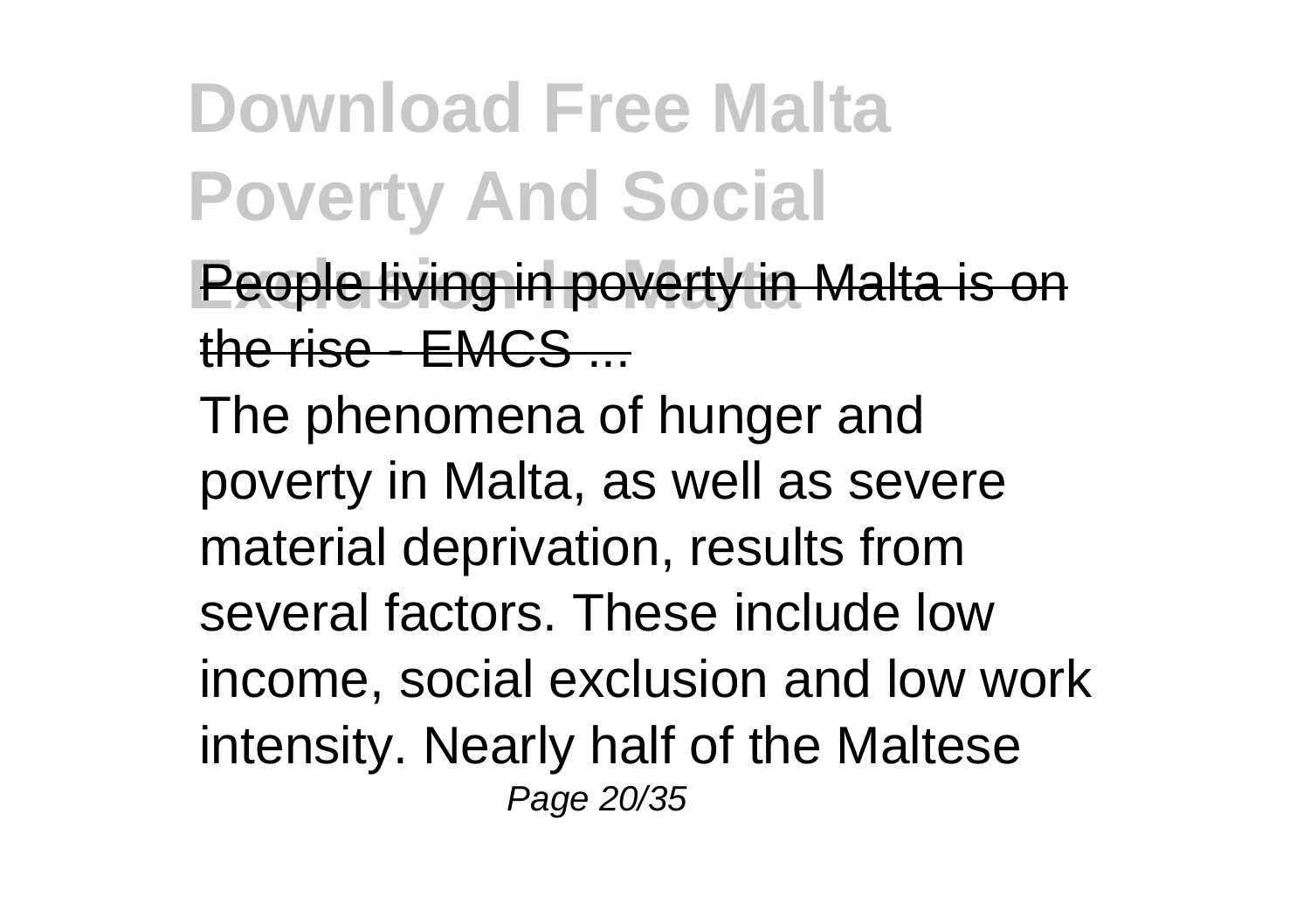People living in poverty in Malta is on the rise - EMCS ...

The phenomena of hunger and poverty in Malta, as well as severe material deprivation, results from several factors. These include low income, social exclusion and low work intensity. Nearly half of the Maltese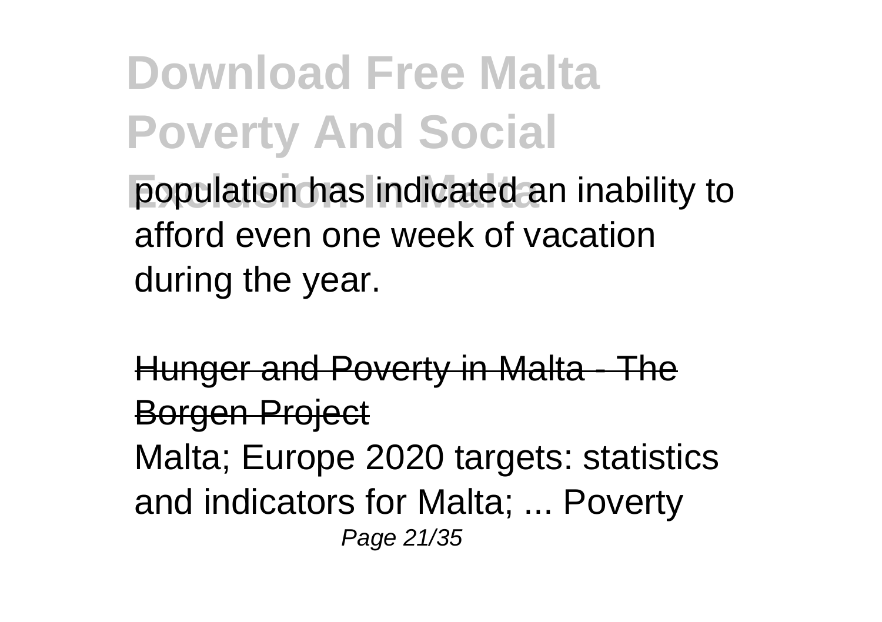population has indicated an inability to afford even one week of vacation during the year.

Hunger and Poverty in Malta - The Borgen Project

Malta; Europe 2020 targets: statistics and indicators for Malta; ... Poverty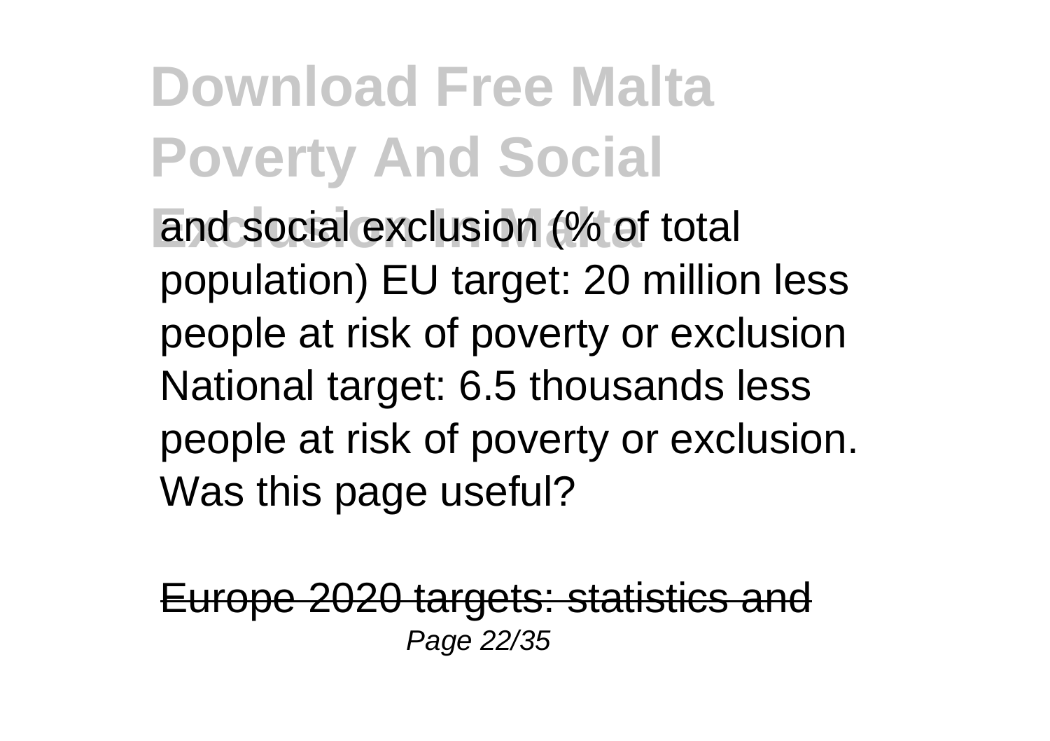and social exclusion (% of total population) EU target: 20 million less people at risk of poverty or exclusion National target: 6.5 thousands less people at risk of poverty or exclusion. Was this page useful?

Europe 2020 targets: statistics and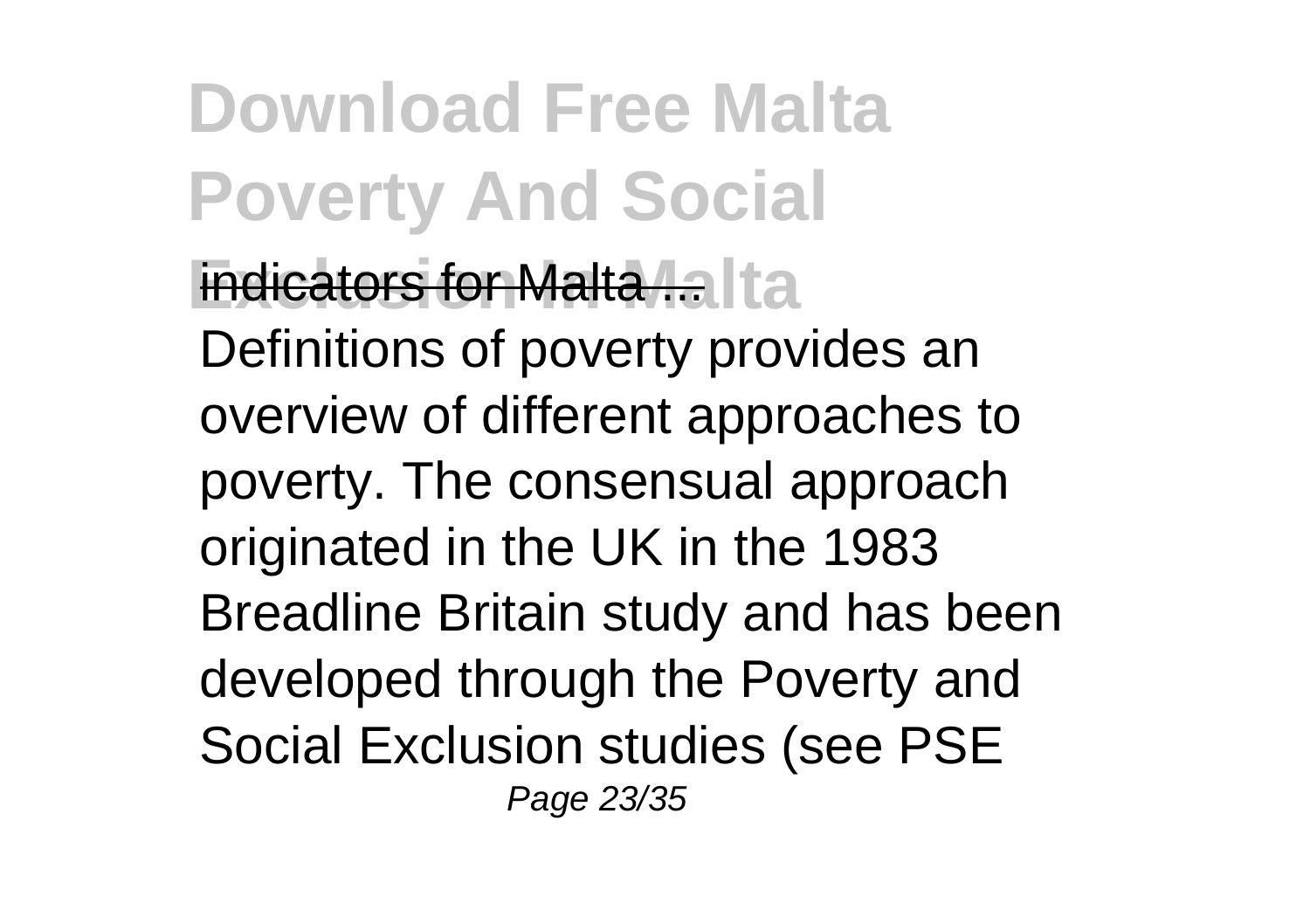indicators for Malta ...

Definitions of poverty provides an overview of different approaches to poverty. The consensual approach originated in the UK in the 1983 Breadline Britain study and has been developed through the Poverty and Social Exclusion studies (see PSE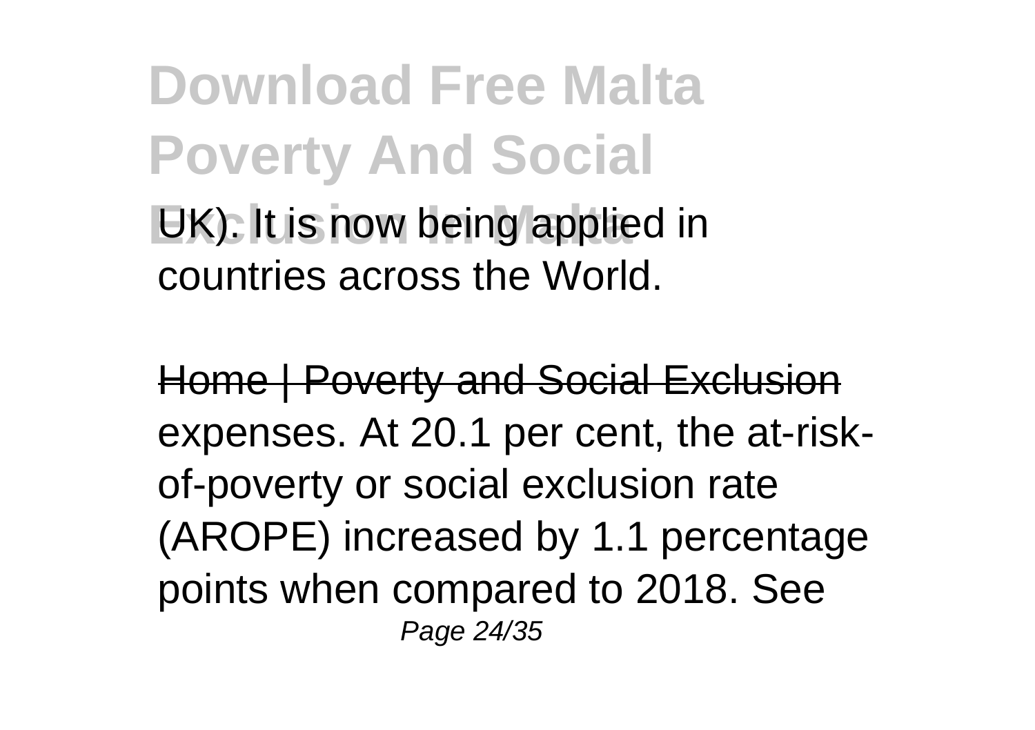UK). It is now being applied in countries across the World.

Home | Poverty and Social Exclusion

expenses. At 20.1 per cent, the at-risk-of-poverty or social exclusion rate (AROPE) increased by 1.1 percentage points when compared to 2018. See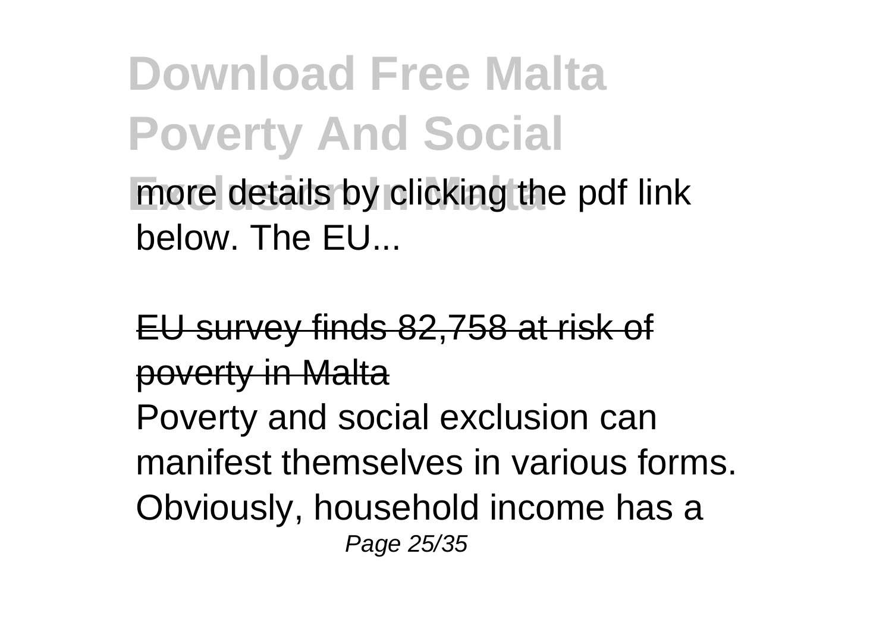more details by clicking the pdf link below. The EU...

EU survey finds 82,758 at risk of poverty in Malta

Poverty and social exclusion can manifest themselves in various forms. Obviously, household income has a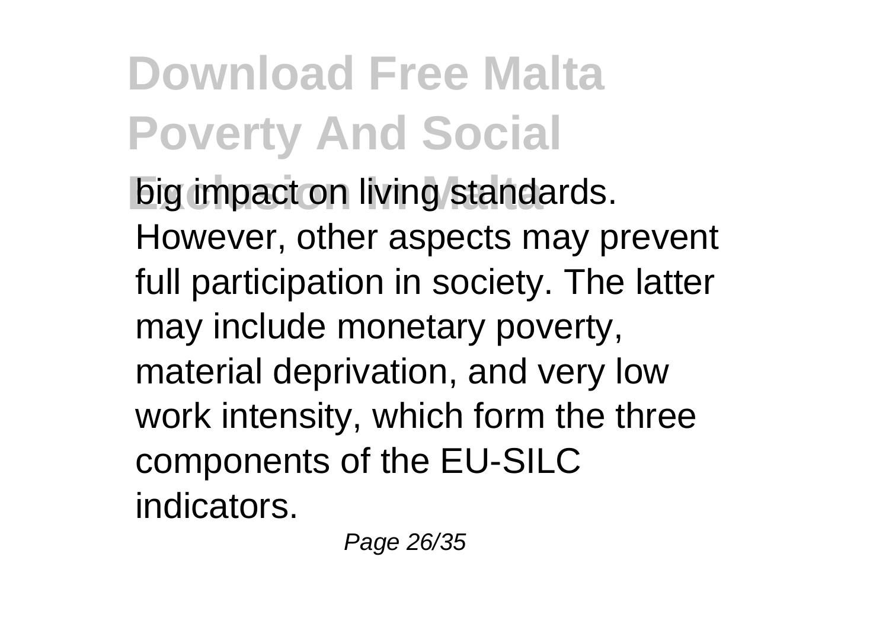big impact on living standards. However, other aspects may prevent full participation in society. The latter may include monetary poverty, material deprivation, and very low work intensity, which form the three components of the EU-SILC indicators.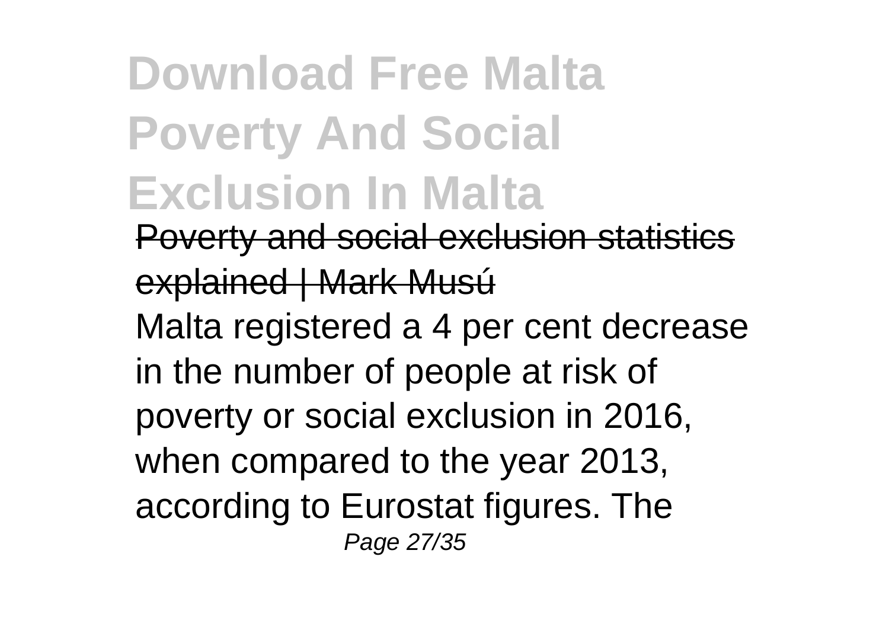# Download Free Malta Poverty And Social Exclusion In Malta

~~Poverty and social exclusion statistics explained | Mark Musú~~

Malta registered a 4 per cent decrease in the number of people at risk of poverty or social exclusion in 2016, when compared to the year 2013, according to Eurostat figures. The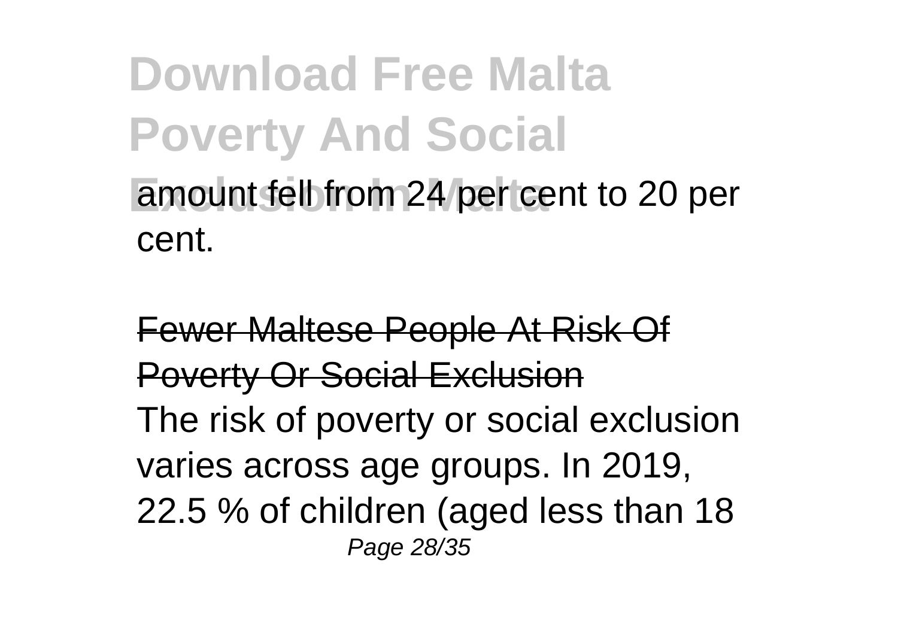amount fell from 24 per cent to 20 per cent.

Fewer Maltese People At Risk Of Poverty Or Social Exclusion

The risk of poverty or social exclusion varies across age groups. In 2019, 22.5 % of children (aged less than 18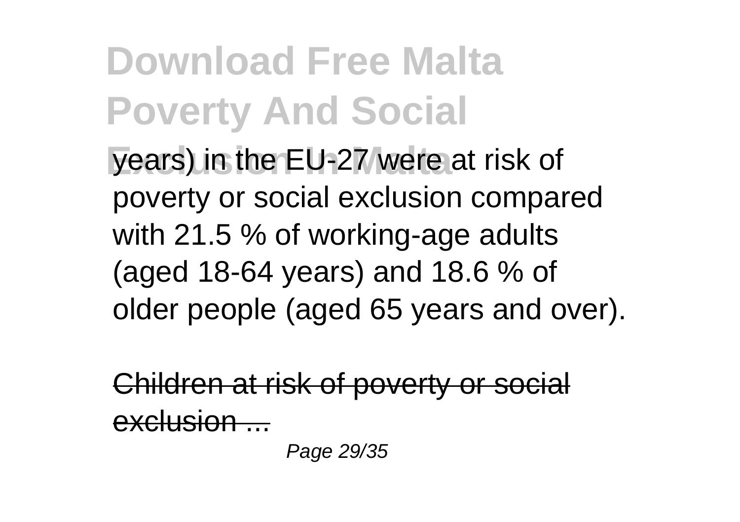years) in the EU-27 were at risk of poverty or social exclusion compared with 21.5 % of working-age adults (aged 18-64 years) and 18.6 % of older people (aged 65 years and over).

Children at risk of poverty or social exclusion ...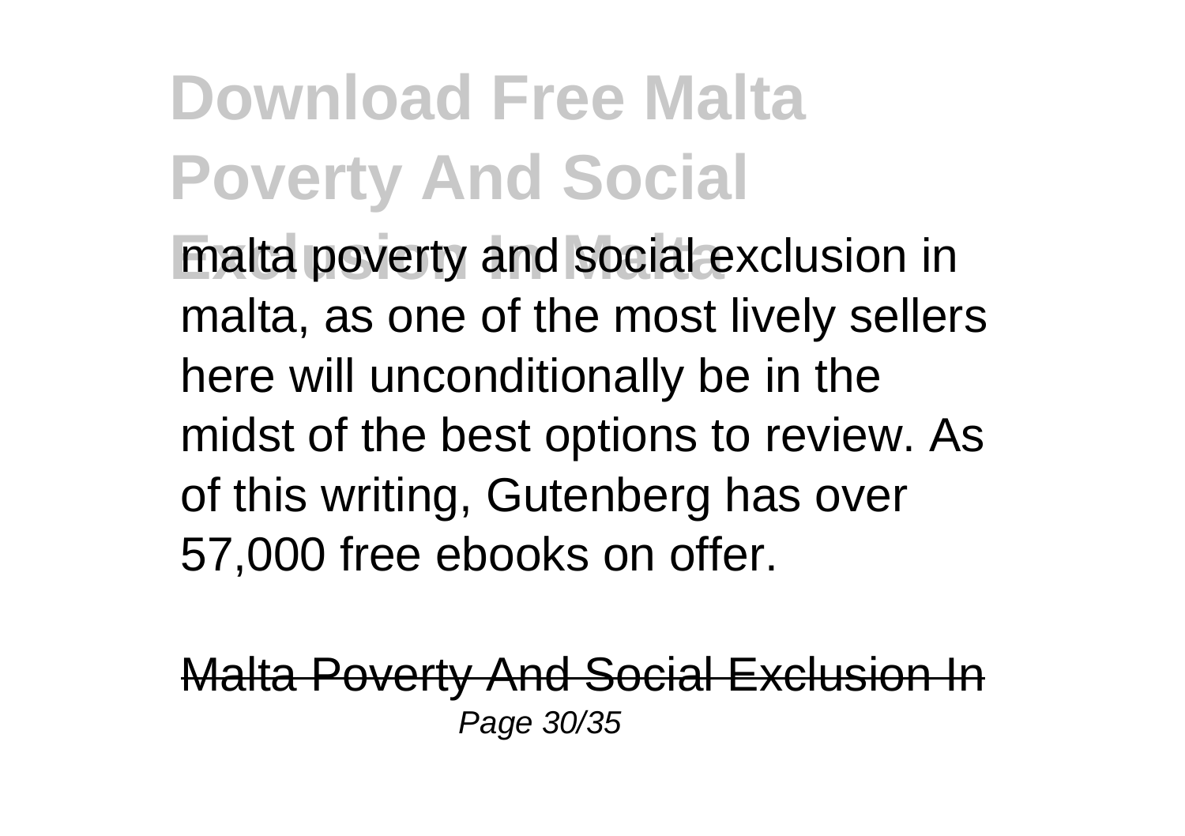malta poverty and social exclusion in malta, as one of the most lively sellers here will unconditionally be in the midst of the best options to review. As of this writing, Gutenberg has over 57,000 free ebooks on offer.

Malta Poverty And Social Exclusion In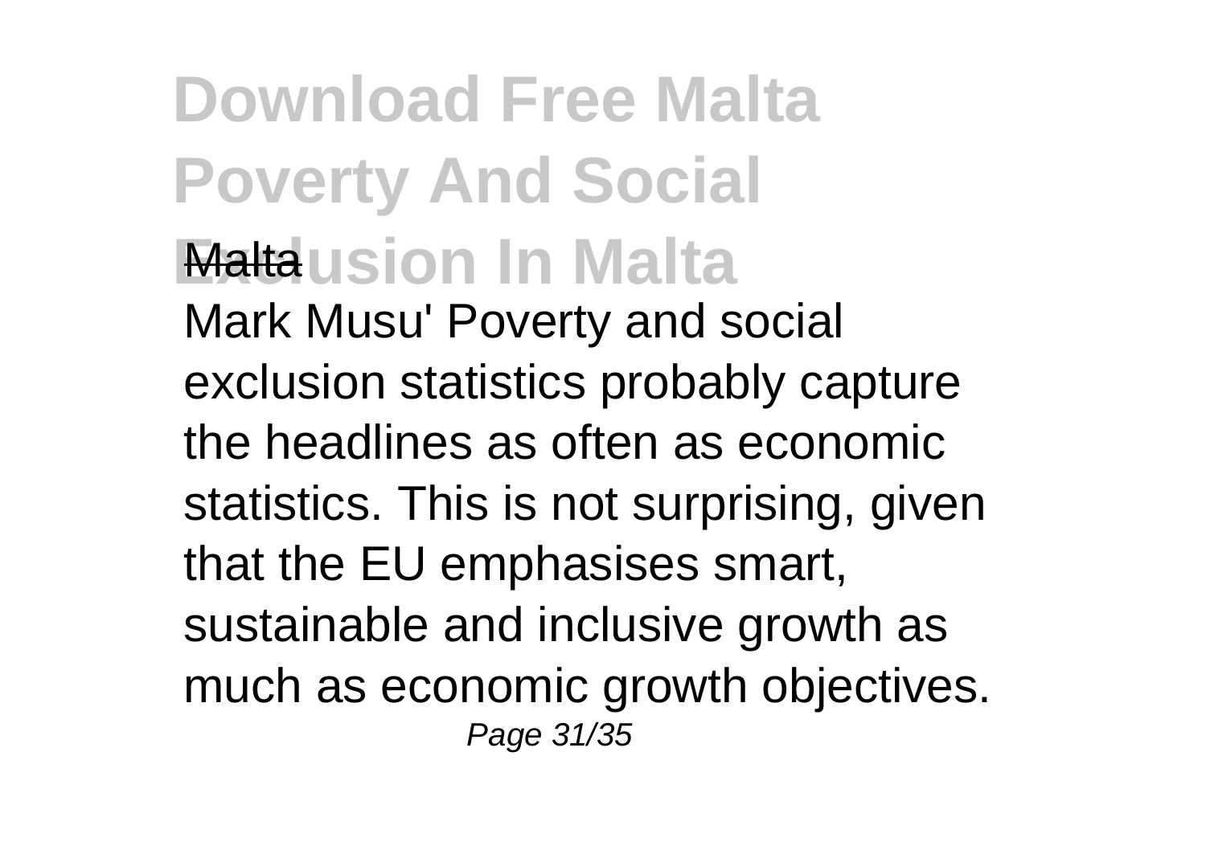Malta

Mark Musu' Poverty and social exclusion statistics probably capture the headlines as often as economic statistics. This is not surprising, given that the EU emphasises smart, sustainable and inclusive growth as much as economic growth objectives.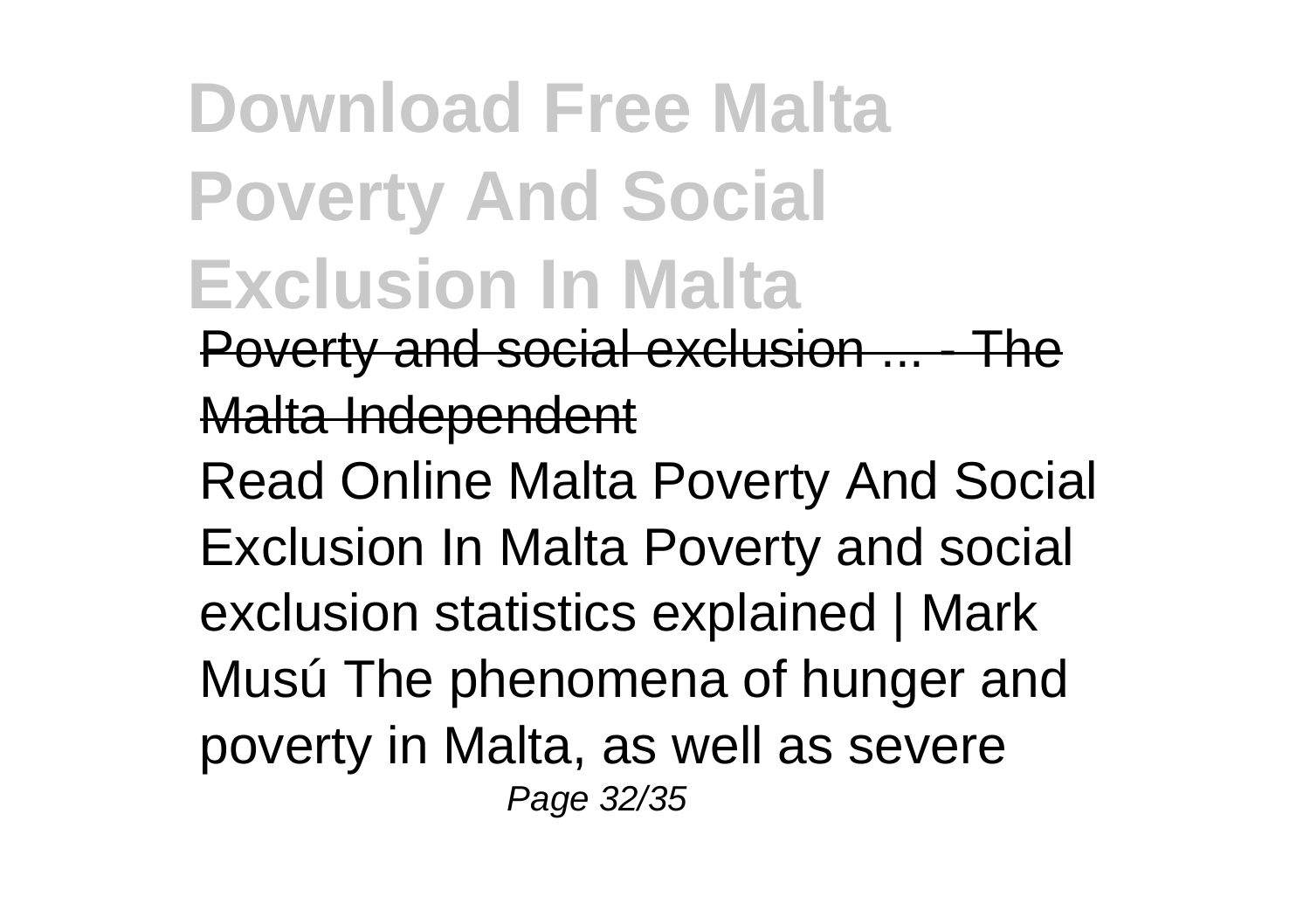## Poverty and social exclusion ... - The Malta Independent

Read Online Malta Poverty And Social Exclusion In Malta Poverty and social exclusion statistics explained | Mark Musú The phenomena of hunger and poverty in Malta, as well as severe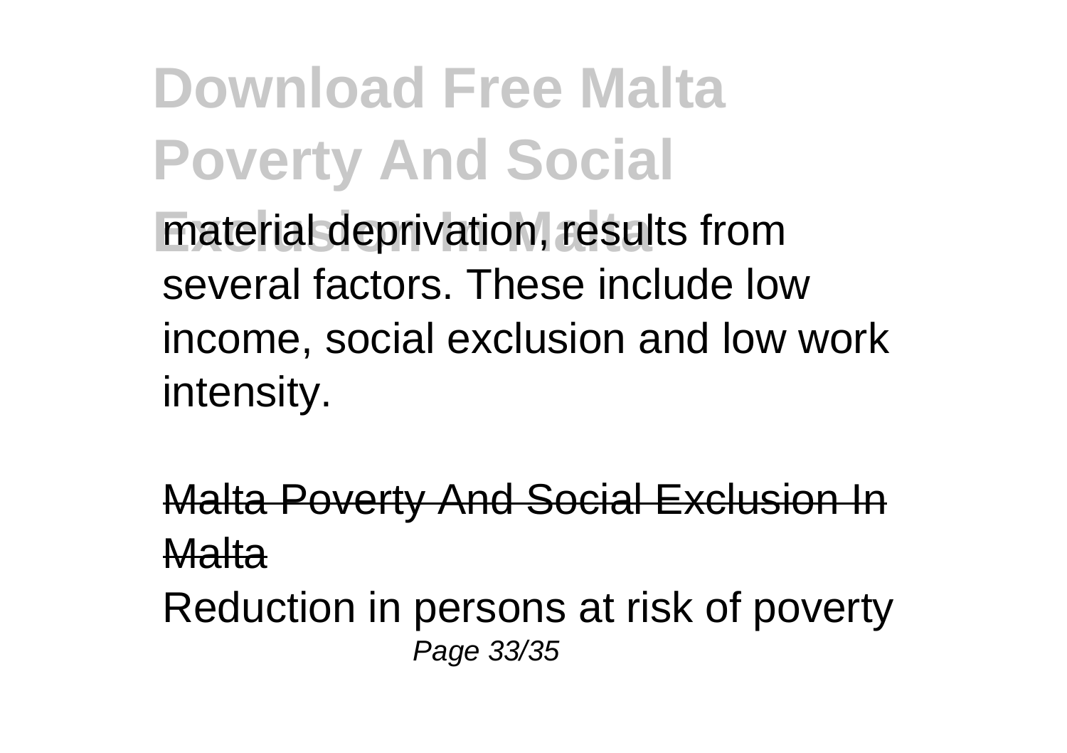material deprivation, results from several factors. These include low income, social exclusion and low work intensity.

Malta Poverty And Social Exclusion In Malta

Reduction in persons at risk of poverty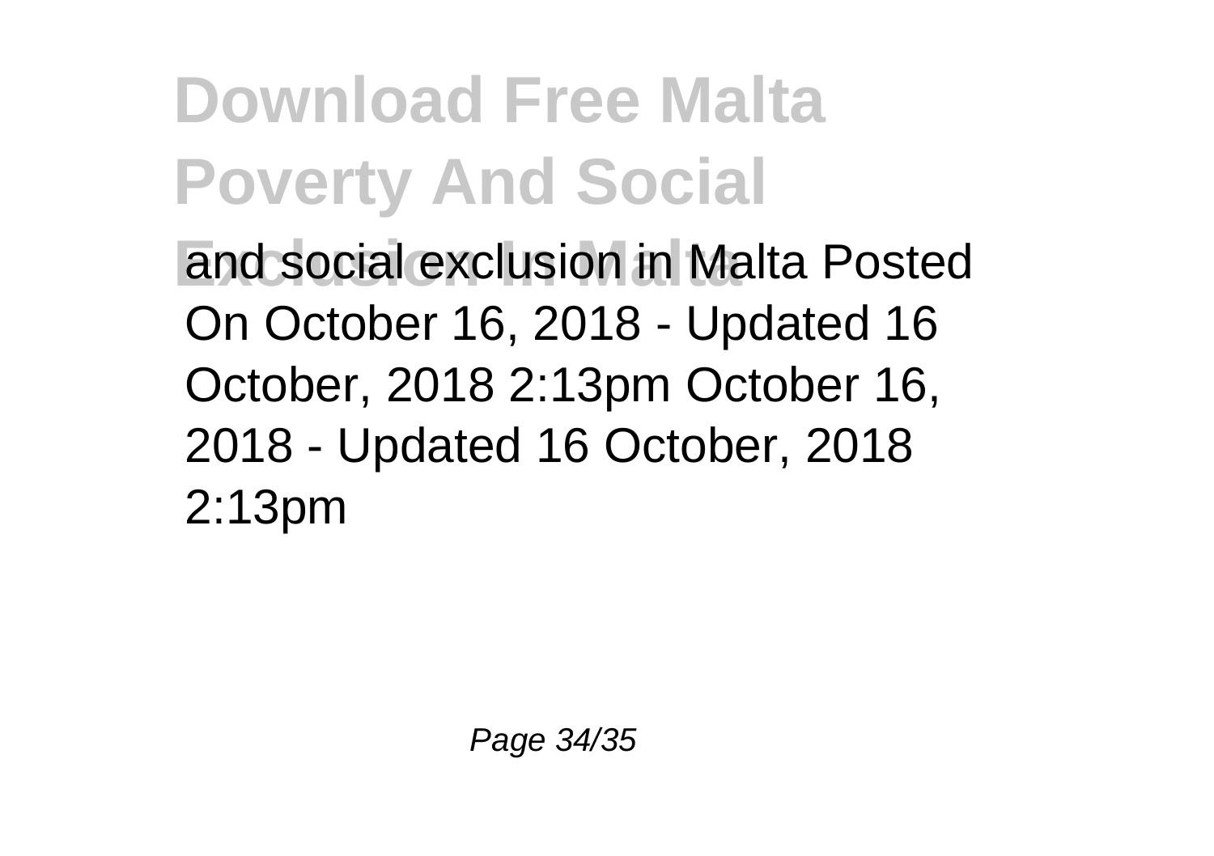and social exclusion in Malta Posted On October 16, 2018 - Updated 16 October, 2018 2:13pm October 16, 2018 - Updated 16 October, 2018 2:13pm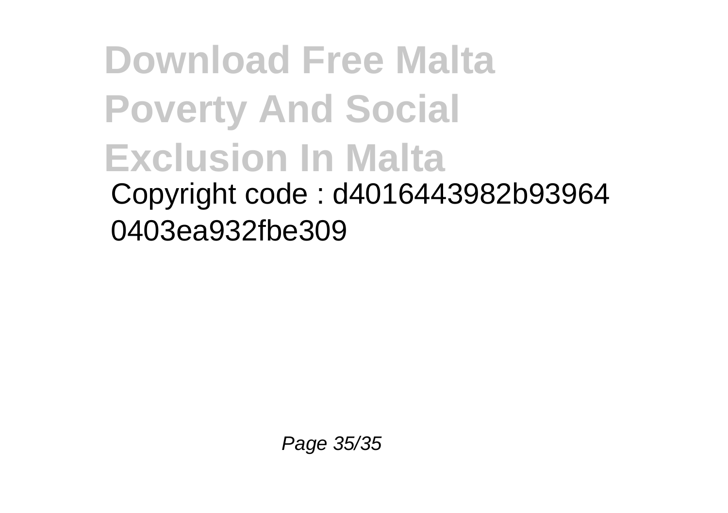Copyright code : d4016443982b939640403ea932fbe309